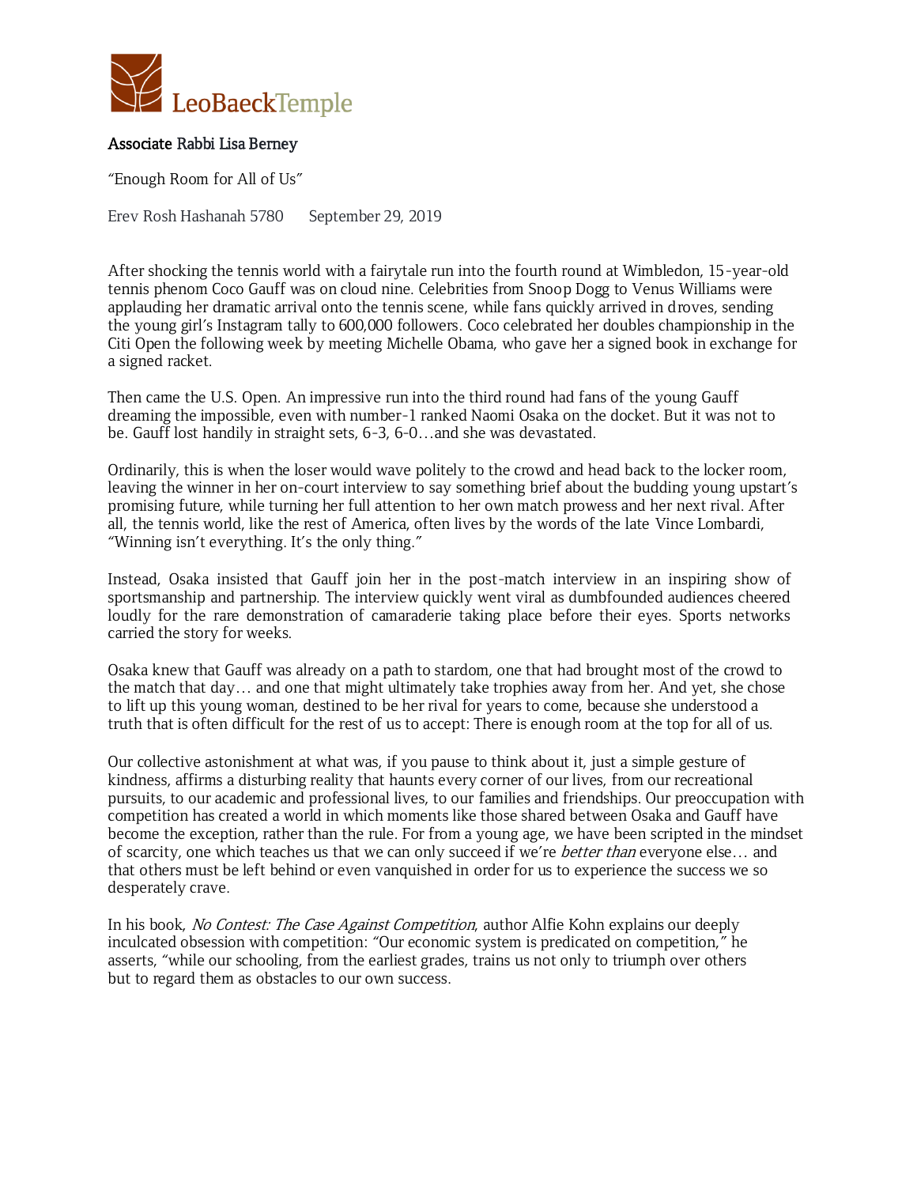LeoBaeckTemple

**Associate Rabbi Lisa Berney**

"Enough Room for All of Us"

Erev Rosh Hashanah 5780 September 29, 2019

After shocking the tennis world with a fairytale run into the fourth round at Wimbledon, 15-year-old tennis phenom Coco Gauff was on cloud nine. Celebrities from Snoop Dogg to Venus Williams were applauding her dramatic arrival onto the tennis scene, while fans quickly arrived in droves, sending the young girl's Instagram tally to 600,000 followers. Coco celebrated her doubles championship in the Citi Open the following week by meeting Michelle Obama, who gave her a signed book in exchange for a signed racket.

Then came the U.S. Open. An impressive run into the third round had fans of the young Gauff dreaming the impossible, even with number-1 ranked Naomi Osaka on the docket. But it was not to be. Gauff lost handily in straight sets, 6-3, 6-0…and she was devastated.

Ordinarily, this is when the loser would wave politely to the crowd and head back to the locker room, leaving the winner in her on-court interview to say something brief about the budding young upstart's promising future, while turning her full attention to her own match prowess and her next rival. After all, the tennis world, like the rest of America, often lives by the words of the late Vince Lombardi, "Winning isn't everything. It's the only thing."

Instead, Osaka insisted that Gauff join her in the post-match interview in an inspiring show of sportsmanship and partnership. The interview quickly went viral as dumbfounded audiences cheered loudly for the rare demonstration of camaraderie taking place before their eyes. Sports networks carried the story for weeks.

Osaka knew that Gauff was already on a path to stardom, one that had brought most of the crowd to the match that day… and one that might ultimately take trophies away from her. And yet, she chose to lift up this young woman, destined to be her rival for years to come, because she understood a truth that is often difficult for the rest of us to accept: There is enough room at the top for all of us.

Our collective astonishment at what was, if you pause to think about it, just a simple gesture of kindness, affirms a disturbing reality that haunts every corner of our lives, from our recreational pursuits, to our academic and professional lives, to our families and friendships. Our preoccupation with competition has created a world in which moments like those shared between Osaka and Gauff have become the exception, rather than the rule. For from a young age, we have been scripted in the mindset of scarcity, one which teaches us that we can only succeed if we're *better than* everyone else… and that others must be left behind or even vanquished in order for us to experience the success we so desperately crave.

In his book, *No Contest: The Case Against Competition*, author Alfie Kohn explains our deeply inculcated obsession with competition: "Our economic system is predicated on competition," he asserts, "while our schooling, from the earliest grades, trains us not only to triumph over others but to regard them as obstacles to our own success.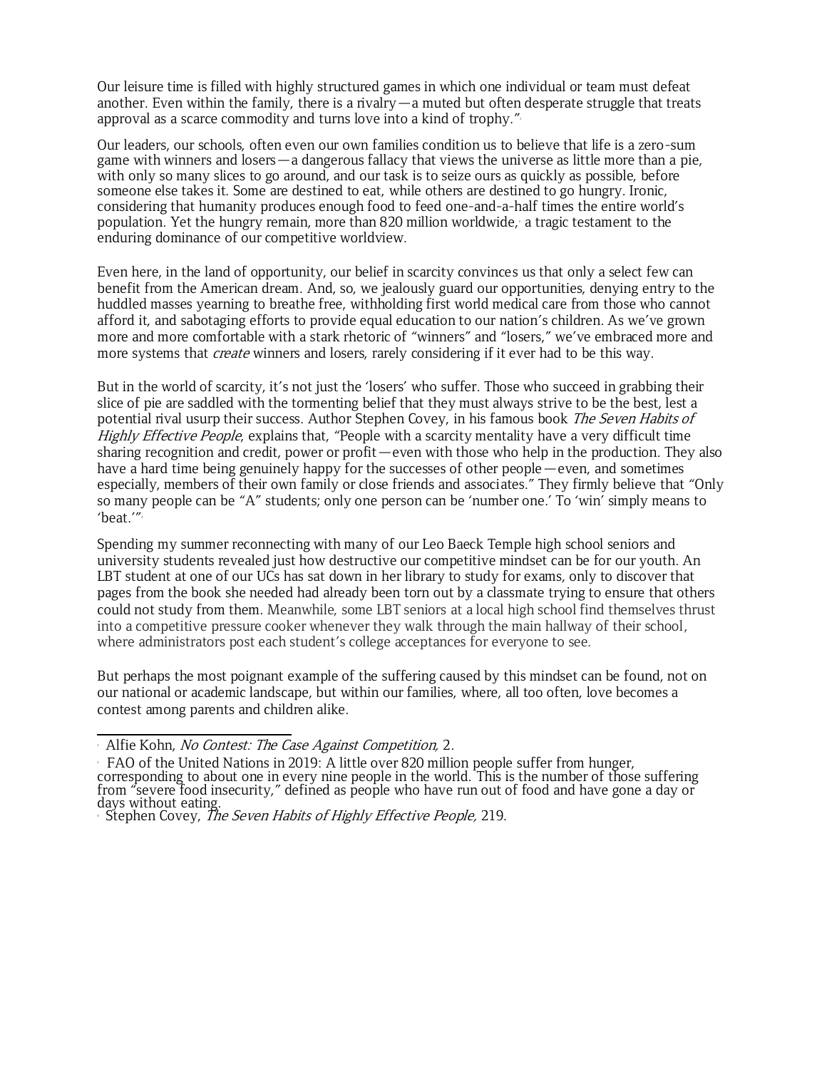Our leisure time is filled with highly structured games in which one individual or team must defeat another. Even within the family, there is a rivalry—a muted but often desperate struggle that treats approval as a scarce commodity and turns love into a kind of trophy."[1]

Our leaders, our schools, often even our own families condition us to believe that life is a zero-sum game with winners and losers—a dangerous fallacy that views the universe as little more than a pie, with only so many slices to go around, and our task is to seize ours as quickly as possible, before someone else takes it. Some are destined to eat, while others are destined to go hungry. Ironic, considering that humanity produces enough food to feed one-and-a-half times the entire world's population. Yet the hungry remain, more than 820 million worldwide,[2] a tragic testament to the enduring dominance of our competitive worldview.

Even here, in the land of opportunity, our belief in scarcity convinces us that only a select few can benefit from the American dream. And, so, we jealously guard our opportunities, denying entry to the huddled masses yearning to breathe free, withholding first world medical care from those who cannot afford it, and sabotaging efforts to provide equal education to our nation's children. As we've grown more and more comfortable with a stark rhetoric of "winners" and "losers," we've embraced more and more systems that *create* winners and losers, rarely considering if it ever had to be this way.

But in the world of scarcity, it's not just the 'losers' who suffer. Those who succeed in grabbing their slice of pie are saddled with the tormenting belief that they must always strive to be the best, lest a potential rival usurp their success. Author Stephen Covey, in his famous book *The Seven Habits of Highly Effective People*, explains that, "People with a scarcity mentality have a very difficult time sharing recognition and credit, power or profit—even with those who help in the production. They also have a hard time being genuinely happy for the successes of other people—even, and sometimes especially, members of their own family or close friends and associates." They firmly believe that "Only so many people can be "A" students; only one person can be 'number one.' To 'win' simply means to 'beat.'"[3]

Spending my summer reconnecting with many of our Leo Baeck Temple high school seniors and university students revealed just how destructive our competitive mindset can be for our youth. An LBT student at one of our UCs has sat down in her library to study for exams, only to discover that pages from the book she needed had already been torn out by a classmate trying to ensure that others could not study from them. Meanwhile, some LBT seniors at a local high school find themselves thrust into a competitive pressure cooker whenever they walk through the main hallway of their school, where administrators post each student's college acceptances for everyone to see.

But perhaps the most poignant example of the suffering caused by this mindset can be found, not on our national or academic landscape, but within our families, where, all too often, love becomes a contest among parents and children alike.

---

[1] Alfie Kohn, *No Contest: The Case Against Competition,* 2.

[2] FAO of the United Nations in 2019: A little over 820 million people suffer from hunger, corresponding to about one in every nine people in the world. This is the number of those suffering from "severe food insecurity," defined as people who have run out of food and have gone a day or days without eating.

[3] Stephen Covey, *The Seven Habits of Highly Effective People,* 219.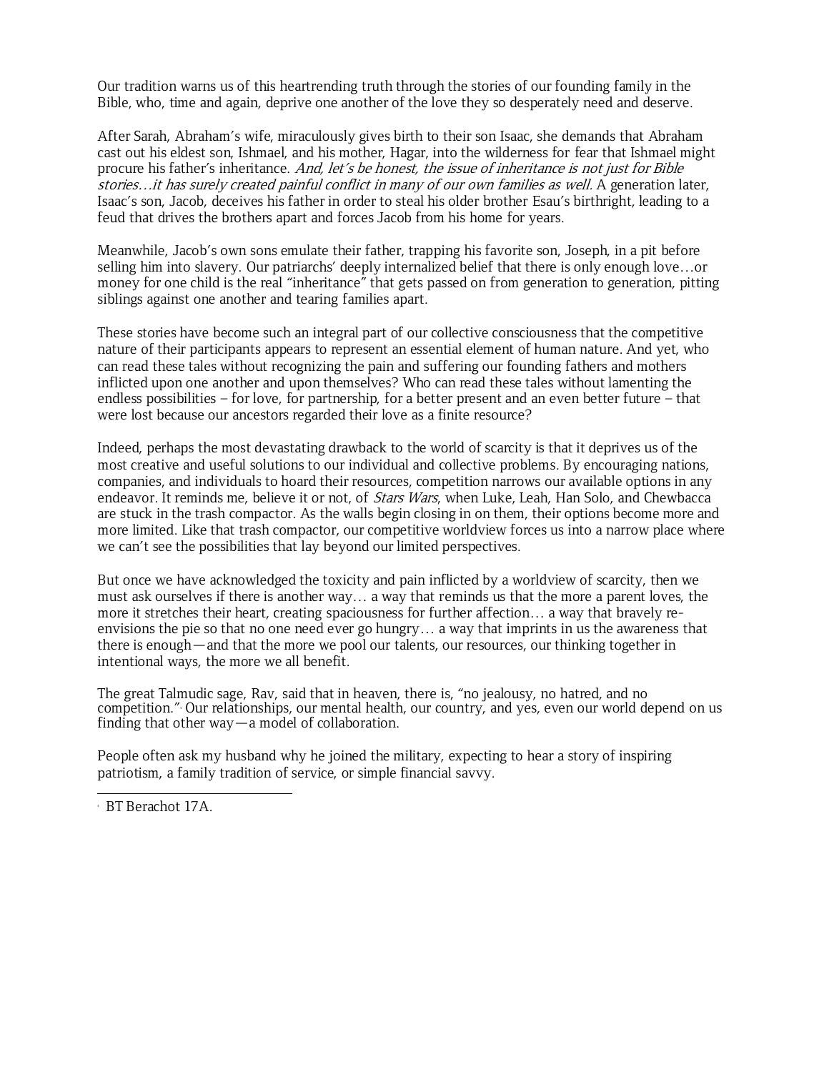Our tradition warns us of this heartrending truth through the stories of our founding family in the Bible, who, time and again, deprive one another of the love they so desperately need and deserve.

After Sarah, Abraham's wife, miraculously gives birth to their son Isaac, she demands that Abraham cast out his eldest son, Ishmael, and his mother, Hagar, into the wilderness for fear that Ishmael might procure his father's inheritance. *And, let's be honest, the issue of inheritance is not just for Bible stories…it has surely created painful conflict in many of our own families as well.* A generation later, Isaac's son, Jacob, deceives his father in order to steal his older brother Esau's birthright, leading to a feud that drives the brothers apart and forces Jacob from his home for years.

Meanwhile, Jacob's own sons emulate their father, trapping his favorite son, Joseph, in a pit before selling him into slavery. Our patriarchs' deeply internalized belief that there is only enough love…or money for one child is the real "inheritance" that gets passed on from generation to generation, pitting siblings against one another and tearing families apart.

These stories have become such an integral part of our collective consciousness that the competitive nature of their participants appears to represent an essential element of human nature. And yet, who can read these tales without recognizing the pain and suffering our founding fathers and mothers inflicted upon one another and upon themselves? Who can read these tales without lamenting the endless possibilities – for love, for partnership, for a better present and an even better future – that were lost because our ancestors regarded their love as a finite resource?

Indeed, perhaps the most devastating drawback to the world of scarcity is that it deprives us of the most creative and useful solutions to our individual and collective problems. By encouraging nations, companies, and individuals to hoard their resources, competition narrows our available options in any endeavor. It reminds me, believe it or not, of *Stars Wars*, when Luke, Leah, Han Solo, and Chewbacca are stuck in the trash compactor. As the walls begin closing in on them, their options become more and more limited. Like that trash compactor, our competitive worldview forces us into a narrow place where we can't see the possibilities that lay beyond our limited perspectives.

But once we have acknowledged the toxicity and pain inflicted by a worldview of scarcity, then we must ask ourselves if there is another way… a way that reminds us that the more a parent loves, the more it stretches their heart, creating spaciousness for further affection… a way that bravely re-envisions the pie so that no one need ever go hungry… a way that imprints in us the awareness that there is enough—and that the more we pool our talents, our resources, our thinking together in intentional ways, the more we all benefit.

The great Talmudic sage, Rav, said that in heaven, there is, "no jealousy, no hatred, and no competition."[1] Our relationships, our mental health, our country, and yes, even our world depend on us finding that other way—a model of collaboration.

People often ask my husband why he joined the military, expecting to hear a story of inspiring patriotism, a family tradition of service, or simple financial savvy.

---

[1] BT Berachot 17A.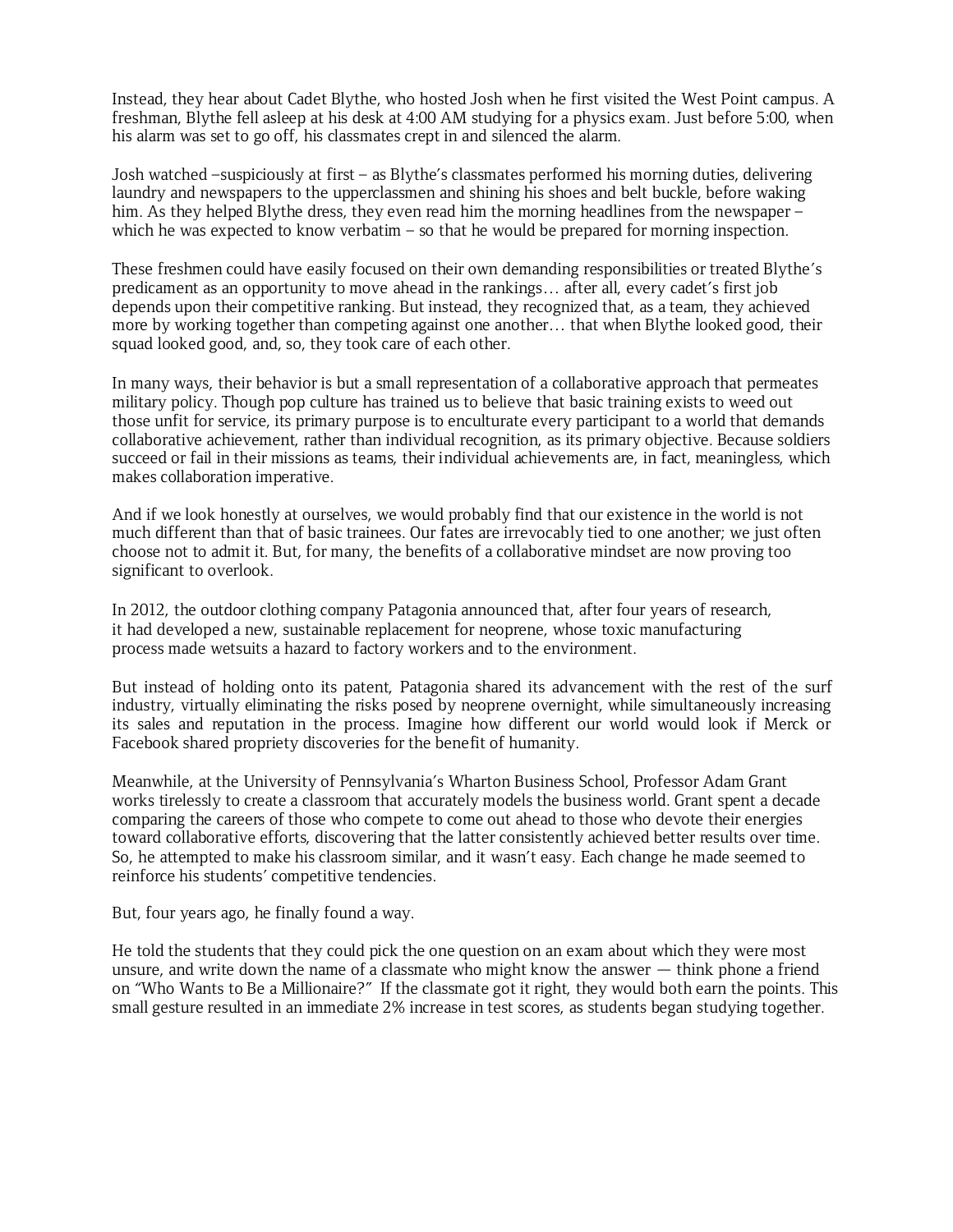Instead, they hear about Cadet Blythe, who hosted Josh when he first visited the West Point campus. A freshman, Blythe fell asleep at his desk at 4:00 AM studying for a physics exam. Just before 5:00, when his alarm was set to go off, his classmates crept in and silenced the alarm.

Josh watched –suspiciously at first – as Blythe's classmates performed his morning duties, delivering laundry and newspapers to the upperclassmen and shining his shoes and belt buckle, before waking him. As they helped Blythe dress, they even read him the morning headlines from the newspaper – which he was expected to know verbatim – so that he would be prepared for morning inspection.

These freshmen could have easily focused on their own demanding responsibilities or treated Blythe's predicament as an opportunity to move ahead in the rankings… after all, every cadet's first job depends upon their competitive ranking. But instead, they recognized that, as a team, they achieved more by working together than competing against one another… that when Blythe looked good, their squad looked good, and, so, they took care of each other.

In many ways, their behavior is but a small representation of a collaborative approach that permeates military policy. Though pop culture has trained us to believe that basic training exists to weed out those unfit for service, its primary purpose is to enculturate every participant to a world that demands collaborative achievement, rather than individual recognition, as its primary objective. Because soldiers succeed or fail in their missions as teams, their individual achievements are, in fact, meaningless, which makes collaboration imperative.

And if we look honestly at ourselves, we would probably find that our existence in the world is not much different than that of basic trainees. Our fates are irrevocably tied to one another; we just often choose not to admit it. But, for many, the benefits of a collaborative mindset are now proving too significant to overlook.

In 2012, the outdoor clothing company Patagonia announced that, after four years of research, it had developed a new, sustainable replacement for neoprene, whose toxic manufacturing process made wetsuits a hazard to factory workers and to the environment.

But instead of holding onto its patent, Patagonia shared its advancement with the rest of the surf industry, virtually eliminating the risks posed by neoprene overnight, while simultaneously increasing its sales and reputation in the process. Imagine how different our world would look if Merck or Facebook shared propriety discoveries for the benefit of humanity.

Meanwhile, at the University of Pennsylvania's Wharton Business School, Professor Adam Grant works tirelessly to create a classroom that accurately models the business world. Grant spent a decade comparing the careers of those who compete to come out ahead to those who devote their energies toward collaborative efforts, discovering that the latter consistently achieved better results over time. So, he attempted to make his classroom similar, and it wasn't easy. Each change he made seemed to reinforce his students' competitive tendencies.

But, four years ago, he finally found a way.

He told the students that they could pick the one question on an exam about which they were most unsure, and write down the name of a classmate who might know the answer — think phone a friend on "Who Wants to Be a Millionaire?" If the classmate got it right, they would both earn the points. This small gesture resulted in an immediate 2% increase in test scores, as students began studying together.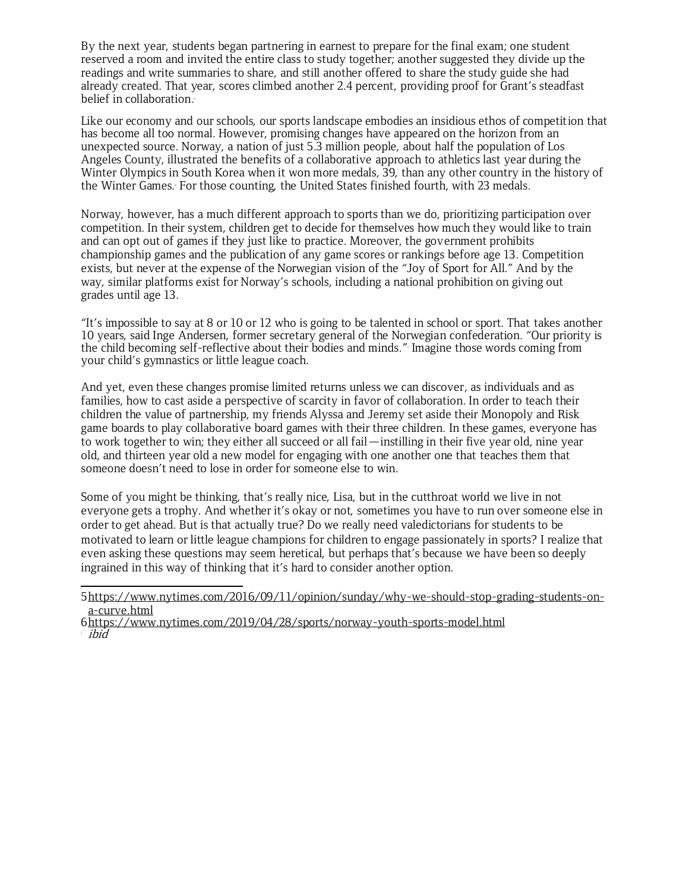By the next year, students began partnering in earnest to prepare for the final exam; one student reserved a room and invited the entire class to study together; another suggested they divide up the readings and write summaries to share, and still another offered to share the study guide she had already created. That year, scores climbed another 2.4 percent, providing proof for Grant's steadfast belief in collaboration.[5]

Like our economy and our schools, our sports landscape embodies an insidious ethos of competition that has become all too normal. However, promising changes have appeared on the horizon from an unexpected source. Norway, a nation of just 5.3 million people, about half the population of Los Angeles County, illustrated the benefits of a collaborative approach to athletics last year during the Winter Olympics in South Korea when it won more medals, 39, than any other country in the history of the Winter Games.[6] For those counting, the United States finished fourth, with 23 medals.

Norway, however, has a much different approach to sports than we do, prioritizing participation over competition. In their system, children get to decide for themselves how much they would like to train and can opt out of games if they just like to practice. Moreover, the government prohibits championship games and the publication of any game scores or rankings before age 13. Competition exists, but never at the expense of the Norwegian vision of the "Joy of Sport for All." And by the way, similar platforms exist for Norway's schools, including a national prohibition on giving out grades until age 13.

"It's impossible to say at 8 or 10 or 12 who is going to be talented in school or sport. That takes another 10 years, said Inge Andersen, former secretary general of the Norwegian confederation. "Our priority is the child becoming self-reflective about their bodies and minds."[7] Imagine those words coming from your child's gymnastics or little league coach.

And yet, even these changes promise limited returns unless we can discover, as individuals and as families, how to cast aside a perspective of scarcity in favor of collaboration. In order to teach their children the value of partnership, my friends Alyssa and Jeremy set aside their Monopoly and Risk game boards to play collaborative board games with their three children. In these games, everyone has to work together to win; they either all succeed or all fail—instilling in their five year old, nine year old, and thirteen year old a new model for engaging with one another one that teaches them that someone doesn't need to lose in order for someone else to win.

Some of you might be thinking, that's really nice, Lisa, but in the cutthroat world we live in not everyone gets a trophy. And whether it's okay or not, sometimes you have to run over someone else in order to get ahead. But is that actually true? Do we really need valedictorians for students to be motivated to learn or little league champions for children to engage passionately in sports? I realize that even asking these questions may seem heretical, but perhaps that's because we have been so deeply ingrained in this way of thinking that it's hard to consider another option.

---

5 https://www.nytimes.com/2016/09/11/opinion/sunday/why-we-should-stop-grading-students-on-a-curve.html

6 https://www.nytimes.com/2019/04/28/sports/norway-youth-sports-model.html

7 *ibid*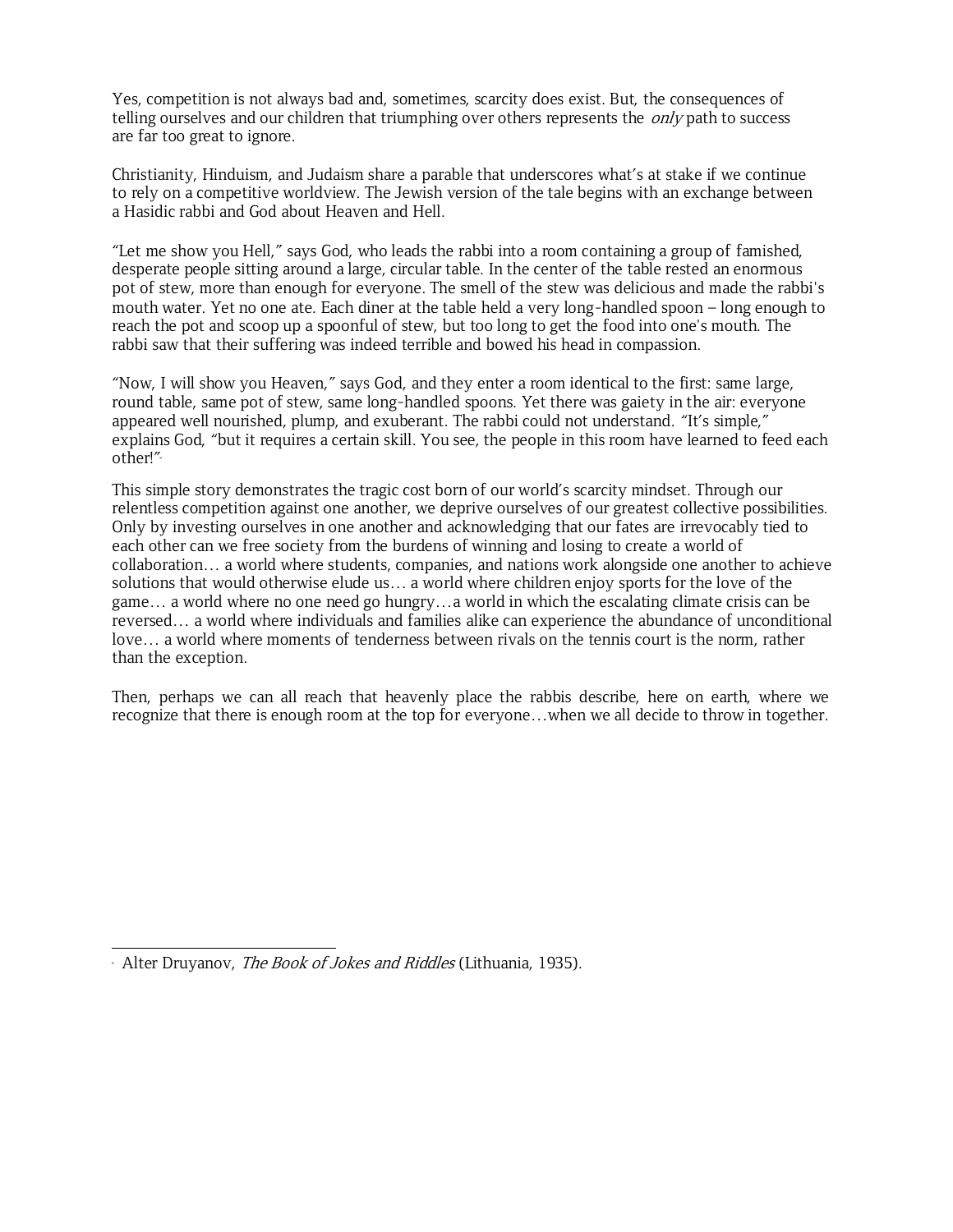Yes, competition is not always bad and, sometimes, scarcity does exist. But, the consequences of telling ourselves and our children that triumphing over others represents the *only* path to success are far too great to ignore.

Christianity, Hinduism, and Judaism share a parable that underscores what's at stake if we continue to rely on a competitive worldview. The Jewish version of the tale begins with an exchange between a Hasidic rabbi and God about Heaven and Hell.

"Let me show you Hell," says God, who leads the rabbi into a room containing a group of famished, desperate people sitting around a large, circular table. In the center of the table rested an enormous pot of stew, more than enough for everyone. The smell of the stew was delicious and made the rabbi's mouth water. Yet no one ate. Each diner at the table held a very long-handled spoon – long enough to reach the pot and scoop up a spoonful of stew, but too long to get the food into one's mouth. The rabbi saw that their suffering was indeed terrible and bowed his head in compassion.

"Now, I will show you Heaven," says God, and they enter a room identical to the first: same large, round table, same pot of stew, same long-handled spoons. Yet there was gaiety in the air: everyone appeared well nourished, plump, and exuberant. The rabbi could not understand. "It's simple," explains God, "but it requires a certain skill. You see, the people in this room have learned to feed each other!"[*]

This simple story demonstrates the tragic cost born of our world's scarcity mindset. Through our relentless competition against one another, we deprive ourselves of our greatest collective possibilities. Only by investing ourselves in one another and acknowledging that our fates are irrevocably tied to each other can we free society from the burdens of winning and losing to create a world of collaboration… a world where students, companies, and nations work alongside one another to achieve solutions that would otherwise elude us… a world where children enjoy sports for the love of the game… a world where no one need go hungry…a world in which the escalating climate crisis can be reversed… a world where individuals and families alike can experience the abundance of unconditional love… a world where moments of tenderness between rivals on the tennis court is the norm, rather than the exception.

Then, perhaps we can all reach that heavenly place the rabbis describe, here on earth, where we recognize that there is enough room at the top for everyone…when we all decide to throw in together.

---

[*] Alter Druyanov, *The Book of Jokes and Riddles* (Lithuania, 1935).